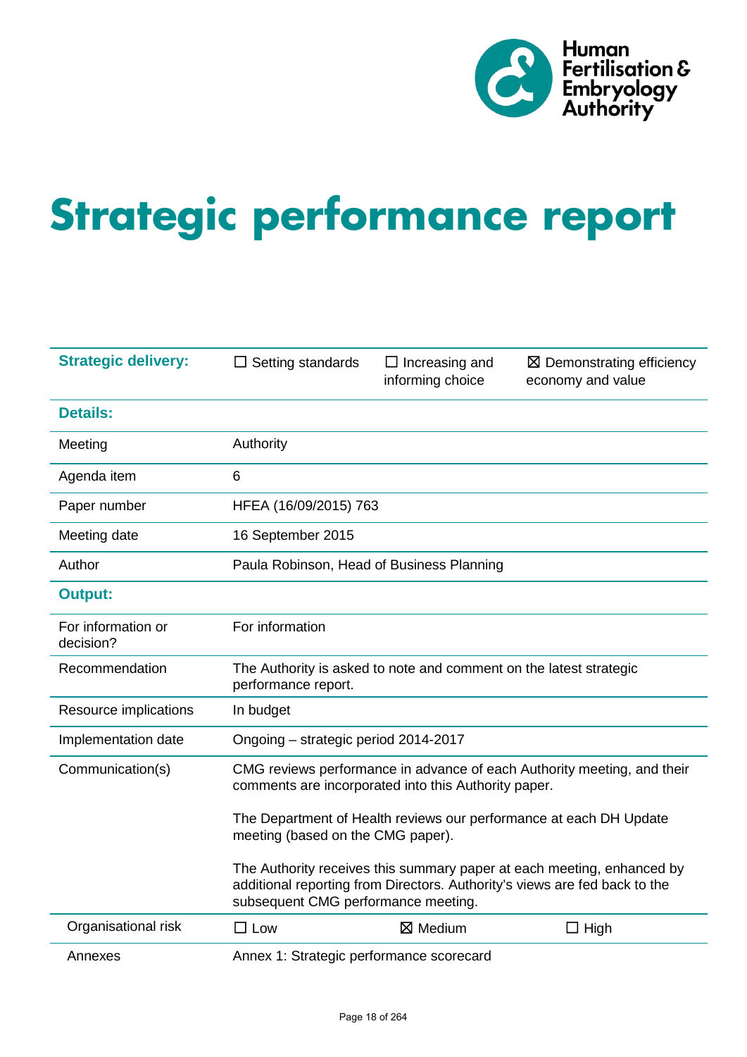Human Fertilisation & Embryology Authority

# Strategic performance report

| Strategic delivery: | ☐ Setting standards | ☐ Increasing and informing choice | ☒ Demonstrating efficiency economy and value |
|---|---|---|---|
| **Details:** | | | |
| Meeting | Authority | | |
| Agenda item | 6 | | |
| Paper number | HFEA (16/09/2015) 763 | | |
| Meeting date | 16 September 2015 | | |
| Author | Paula Robinson, Head of Business Planning | | |
| **Output:** | | | |
| For information or decision? | For information | | |
| Recommendation | The Authority is asked to note and comment on the latest strategic performance report. | | |
| Resource implications | In budget | | |
| Implementation date | Ongoing – strategic period 2014-2017 | | |
| Communication(s) | CMG reviews performance in advance of each Authority meeting, and their comments are incorporated into this Authority paper.<br><br>The Department of Health reviews our performance at each DH Update meeting (based on the CMG paper).<br><br>The Authority receives this summary paper at each meeting, enhanced by additional reporting from Directors. Authority's views are fed back to the subsequent CMG performance meeting. | | |
| Organisational risk | ☐ Low | ☒ Medium | ☐ High |
| Annexes | Annex 1: Strategic performance scorecard | | |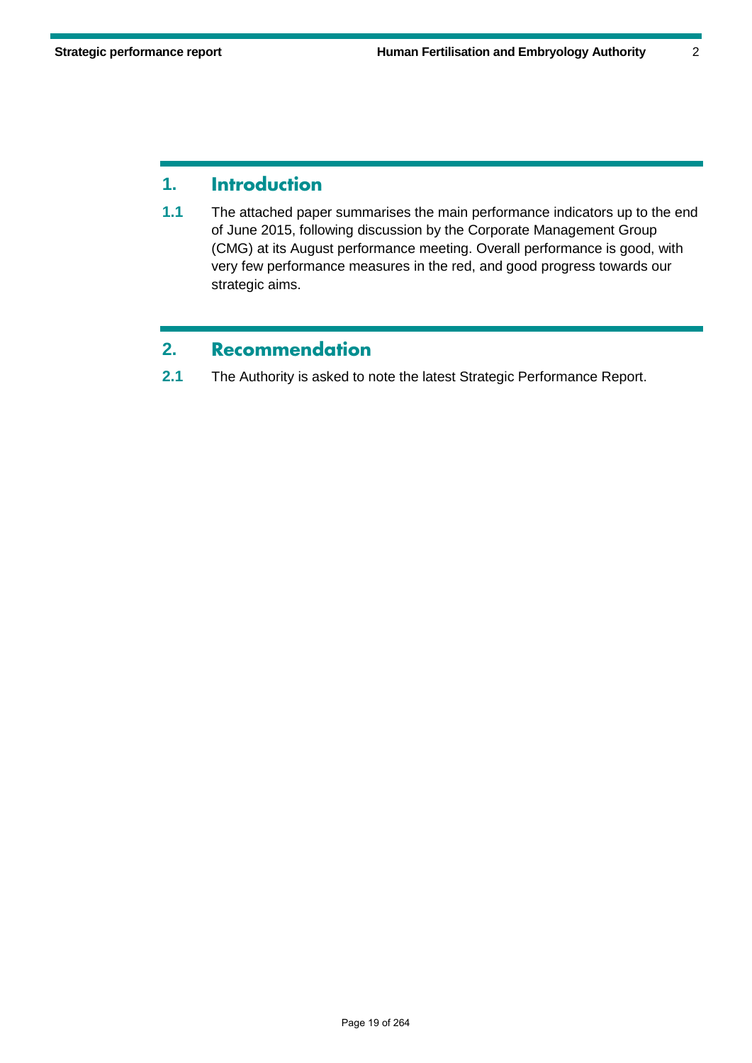## 1. Introduction

**1.1** The attached paper summarises the main performance indicators up to the end of June 2015, following discussion by the Corporate Management Group (CMG) at its August performance meeting. Overall performance is good, with very few performance measures in the red, and good progress towards our strategic aims.

## 2. Recommendation

**2.1** The Authority is asked to note the latest Strategic Performance Report.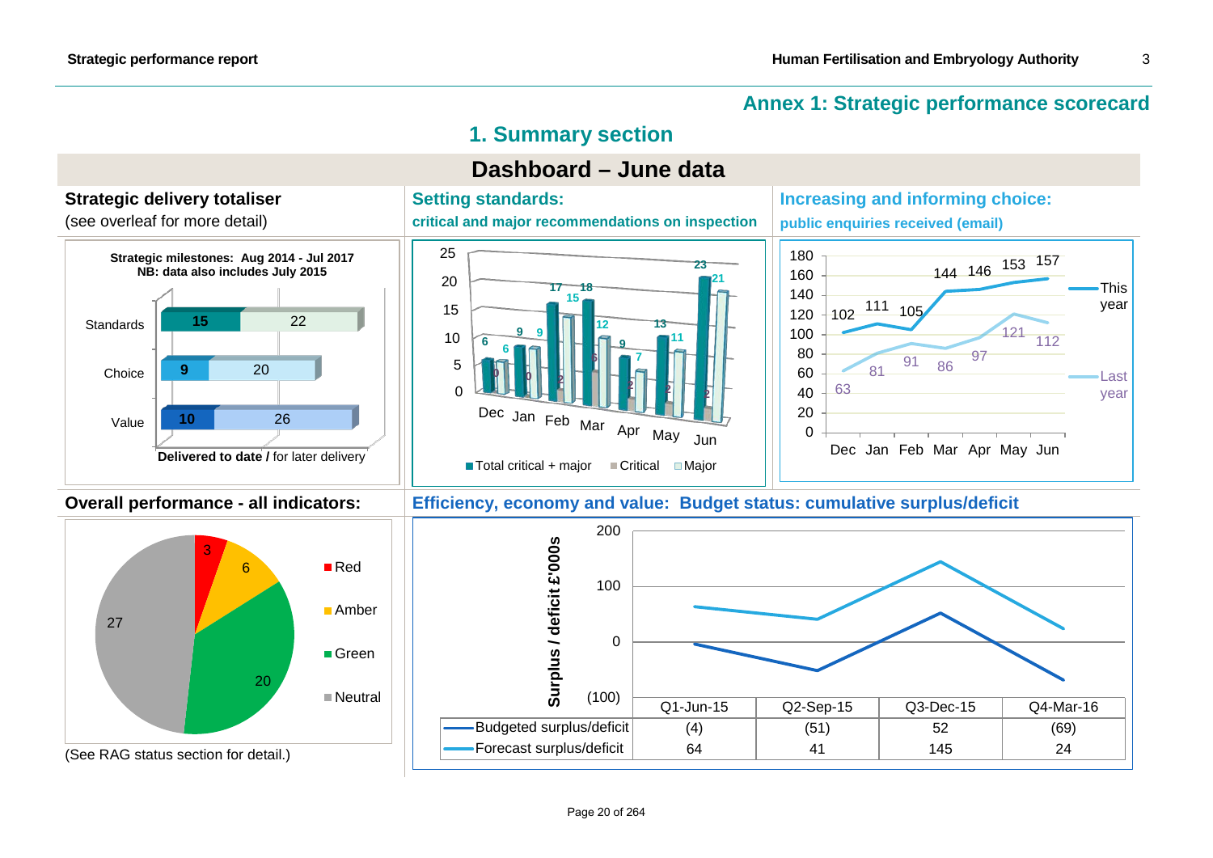## Annex 1: Strategic performance scorecard

## 1. Summary section

### Dashboard – June data

#### Strategic delivery totaliser

(see overleaf for more detail)

**Strategic milestones: Aug 2014 - Jul 2017**
**NB: data also includes July 2015**

| | Delivered to date | for later delivery |
|---|---|---|
| Standards | 15 | 22 |
| Choice | 9 | 20 |
| Value | 10 | 26 |

#### Setting standards:

**critical and major recommendations on inspection**

| | Dec | Jan | Feb | Mar | Apr | May | Jun |
|---|---|---|---|---|---|---|---|
| Total critical + major | 6 | 9 | 17 | 18 | 9 | 13 | 23 |
| Critical | 0 | 0 | 2 | 6 | 2 | 2 | 2 |
| Major | 6 | 9 | 15 | 12 | 7 | 11 | 21 |

#### Increasing and informing choice:

**public enquiries received (email)**

| | Dec | Jan | Feb | Mar | Apr | May | Jun |
|---|---|---|---|---|---|---|---|
| This year | 102 | 111 | 105 | 144 | 146 | 153 | 157 |
| Last year | 63 | 81 | 91 | 86 | 97 | 121 | 112 |

#### Overall performance - all indicators:

| Status | Count |
|---|---|
| Red | 3 |
| Amber | 6 |
| Green | 20 |
| Neutral | 27 |

(See RAG status section for detail.)

#### Efficiency, economy and value: Budget status: cumulative surplus/deficit

Surplus / deficit £'000s

| | Q1-Jun-15 | Q2-Sep-15 | Q3-Dec-15 | Q4-Mar-16 |
|---|---|---|---|---|
| Budgeted surplus/deficit | (4) | (51) | 52 | (69) |
| Forecast surplus/deficit | 64 | 41 | 145 | 24 |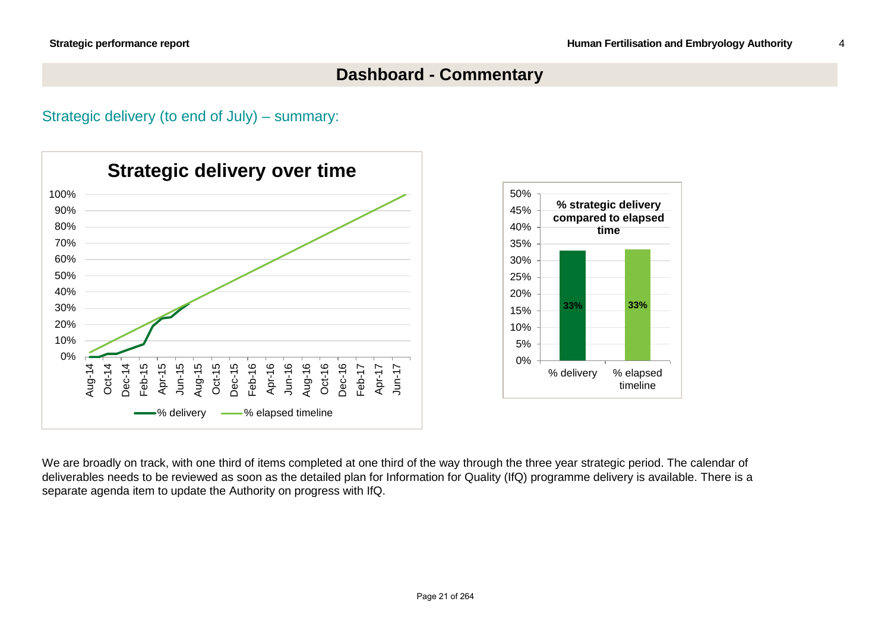# Dashboard - Commentary

## Strategic delivery (to end of July) – summary:

**Strategic delivery over time**

% delivery — % elapsed timeline

**% strategic delivery compared to elapsed time**

| | % delivery | % elapsed timeline |
|---|---|---|
| | 33% | 33% |

We are broadly on track, with one third of items completed at one third of the way through the three year strategic period. The calendar of deliverables needs to be reviewed as soon as the detailed plan for Information for Quality (IfQ) programme delivery is available. There is a separate agenda item to update the Authority on progress with IfQ.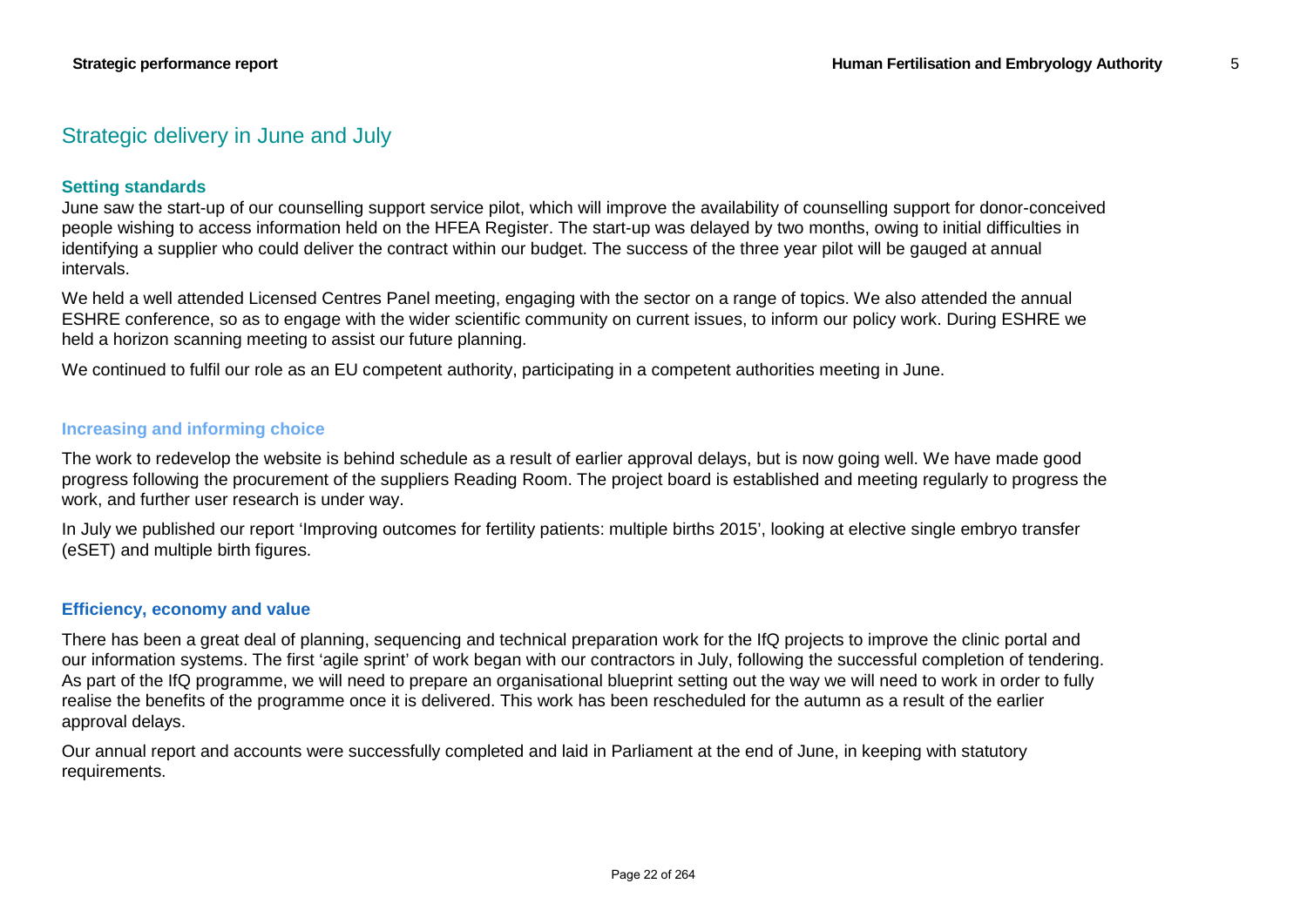## Strategic delivery in June and July

### Setting standards

June saw the start-up of our counselling support service pilot, which will improve the availability of counselling support for donor-conceived people wishing to access information held on the HFEA Register. The start-up was delayed by two months, owing to initial difficulties in identifying a supplier who could deliver the contract within our budget. The success of the three year pilot will be gauged at annual intervals.

We held a well attended Licensed Centres Panel meeting, engaging with the sector on a range of topics. We also attended the annual ESHRE conference, so as to engage with the wider scientific community on current issues, to inform our policy work. During ESHRE we held a horizon scanning meeting to assist our future planning.

We continued to fulfil our role as an EU competent authority, participating in a competent authorities meeting in June.

### Increasing and informing choice

The work to redevelop the website is behind schedule as a result of earlier approval delays, but is now going well. We have made good progress following the procurement of the suppliers Reading Room. The project board is established and meeting regularly to progress the work, and further user research is under way.

In July we published our report 'Improving outcomes for fertility patients: multiple births 2015', looking at elective single embryo transfer (eSET) and multiple birth figures.

### Efficiency, economy and value

There has been a great deal of planning, sequencing and technical preparation work for the IfQ projects to improve the clinic portal and our information systems. The first 'agile sprint' of work began with our contractors in July, following the successful completion of tendering. As part of the IfQ programme, we will need to prepare an organisational blueprint setting out the way we will need to work in order to fully realise the benefits of the programme once it is delivered. This work has been rescheduled for the autumn as a result of the earlier approval delays.

Our annual report and accounts were successfully completed and laid in Parliament at the end of June, in keeping with statutory requirements.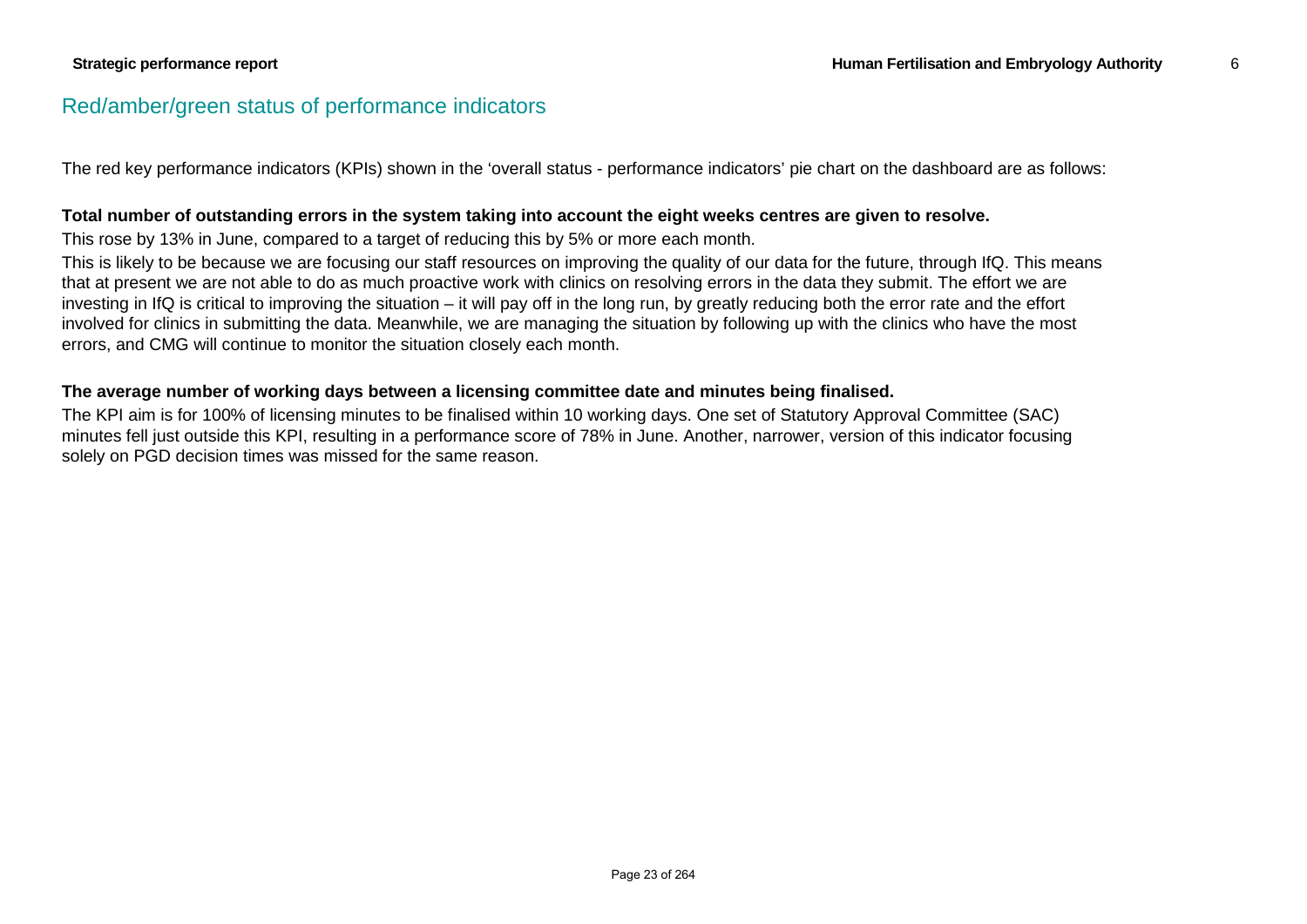## Red/amber/green status of performance indicators

The red key performance indicators (KPIs) shown in the 'overall status - performance indicators' pie chart on the dashboard are as follows:

**Total number of outstanding errors in the system taking into account the eight weeks centres are given to resolve.**

This rose by 13% in June, compared to a target of reducing this by 5% or more each month.

This is likely to be because we are focusing our staff resources on improving the quality of our data for the future, through IfQ. This means that at present we are not able to do as much proactive work with clinics on resolving errors in the data they submit. The effort we are investing in IfQ is critical to improving the situation – it will pay off in the long run, by greatly reducing both the error rate and the effort involved for clinics in submitting the data. Meanwhile, we are managing the situation by following up with the clinics who have the most errors, and CMG will continue to monitor the situation closely each month.

**The average number of working days between a licensing committee date and minutes being finalised.**

The KPI aim is for 100% of licensing minutes to be finalised within 10 working days. One set of Statutory Approval Committee (SAC) minutes fell just outside this KPI, resulting in a performance score of 78% in June. Another, narrower, version of this indicator focusing solely on PGD decision times was missed for the same reason.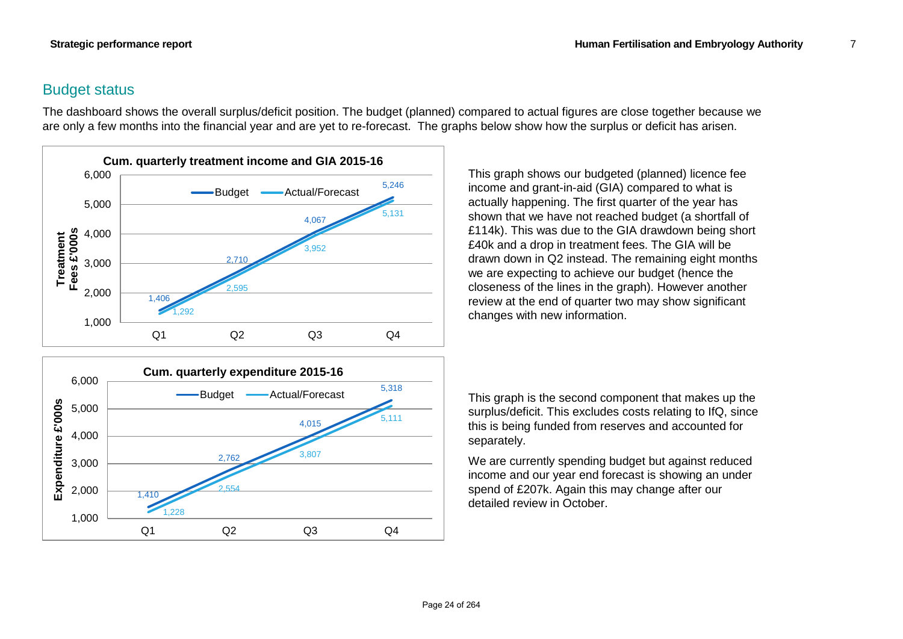## Budget status

The dashboard shows the overall surplus/deficit position. The budget (planned) compared to actual figures are close together because we are only a few months into the financial year and are yet to re-forecast. The graphs below show how the surplus or deficit has arisen.

**Cum. quarterly treatment income and GIA 2015-16** (Treatment Fees £'000s)

| | Q1 | Q2 | Q3 | Q4 |
|---|---|---|---|---|
| Budget | 1,406 | 2,710 | 4,067 | 5,246 |
| Actual/Forecast | 1,292 | 2,595 | 3,952 | 5,131 |

This graph shows our budgeted (planned) licence fee income and grant-in-aid (GIA) compared to what is actually happening. The first quarter of the year has shown that we have not reached budget (a shortfall of £114k). This was due to the GIA drawdown being short £40k and a drop in treatment fees. The GIA will be drawn down in Q2 instead. The remaining eight months we are expecting to achieve our budget (hence the closeness of the lines in the graph). However another review at the end of quarter two may show significant changes with new information.

**Cum. quarterly expenditure 2015-16** (Expenditure £'000s)

| | Q1 | Q2 | Q3 | Q4 |
|---|---|---|---|---|
| Budget | 1,410 | 2,762 | 4,015 | 5,318 |
| Actual/Forecast | 1,228 | 2,554 | 3,807 | 5,111 |

This graph is the second component that makes up the surplus/deficit. This excludes costs relating to IfQ, since this is being funded from reserves and accounted for separately.

We are currently spending budget but against reduced income and our year end forecast is showing an under spend of £207k. Again this may change after our detailed review in October.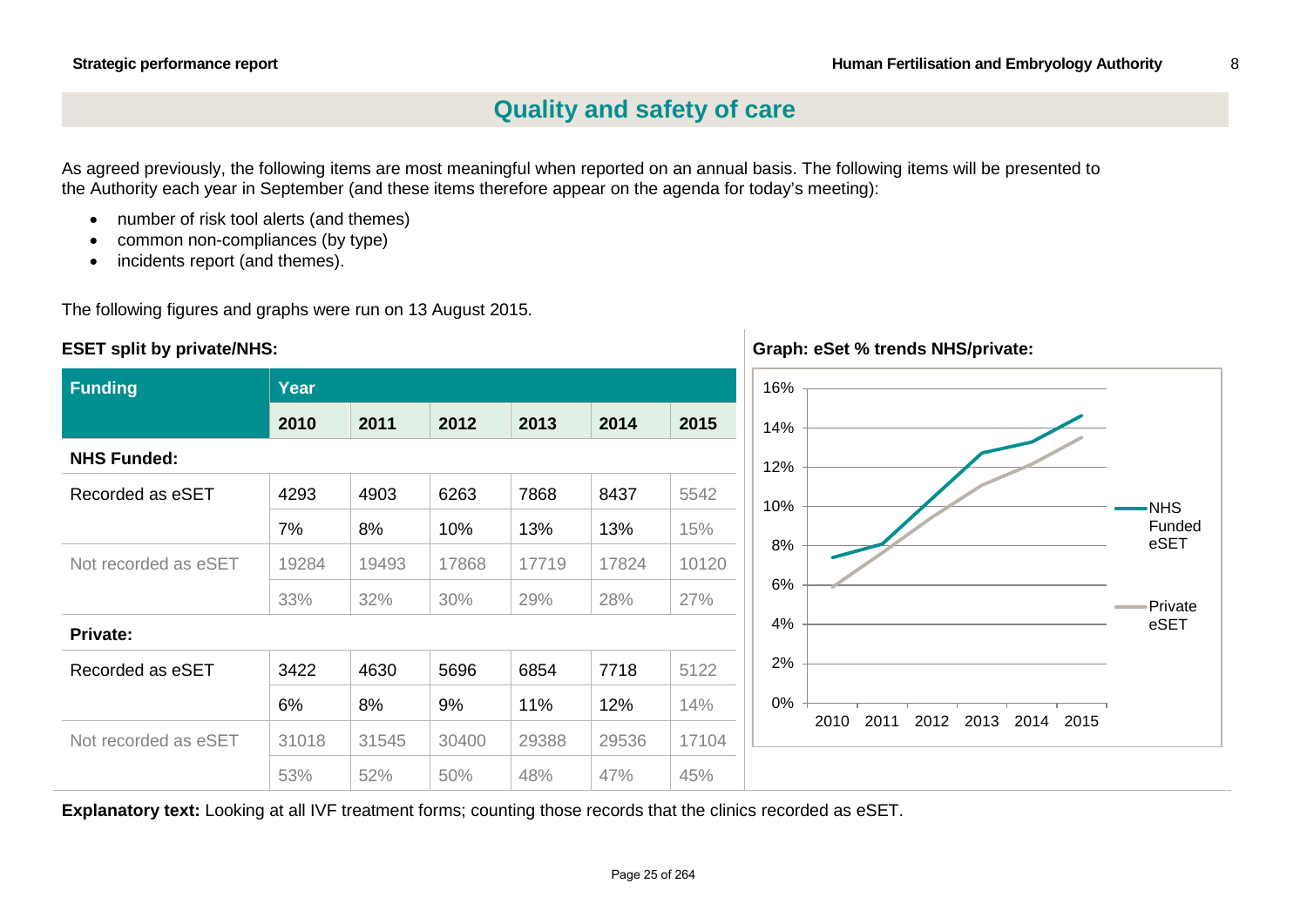# Quality and safety of care

As agreed previously, the following items are most meaningful when reported on an annual basis. The following items will be presented to the Authority each year in September (and these items therefore appear on the agenda for today's meeting):

- number of risk tool alerts (and themes)
- common non-compliances (by type)
- incidents report (and themes).

The following figures and graphs were run on 13 August 2015.

**ESET split by private/NHS:**

| Funding | Year | | | | | |
|---|---|---|---|---|---|---|
| | 2010 | 2011 | 2012 | 2013 | 2014 | 2015 |
| **NHS Funded:** | | | | | | |
| Recorded as eSET | 4293 | 4903 | 6263 | 7868 | 8437 | 5542 |
| | 7% | 8% | 10% | 13% | 13% | 15% |
| Not recorded as eSET | 19284 | 19493 | 17868 | 17719 | 17824 | 10120 |
| | 33% | 32% | 30% | 29% | 28% | 27% |
| **Private:** | | | | | | |
| Recorded as eSET | 3422 | 4630 | 5696 | 6854 | 7718 | 5122 |
| | 6% | 8% | 9% | 11% | 12% | 14% |
| Not recorded as eSET | 31018 | 31545 | 30400 | 29388 | 29536 | 17104 |
| | 53% | 52% | 50% | 48% | 47% | 45% |

**Graph: eSet % trends NHS/private:**

**Explanatory text:** Looking at all IVF treatment forms; counting those records that the clinics recorded as eSET.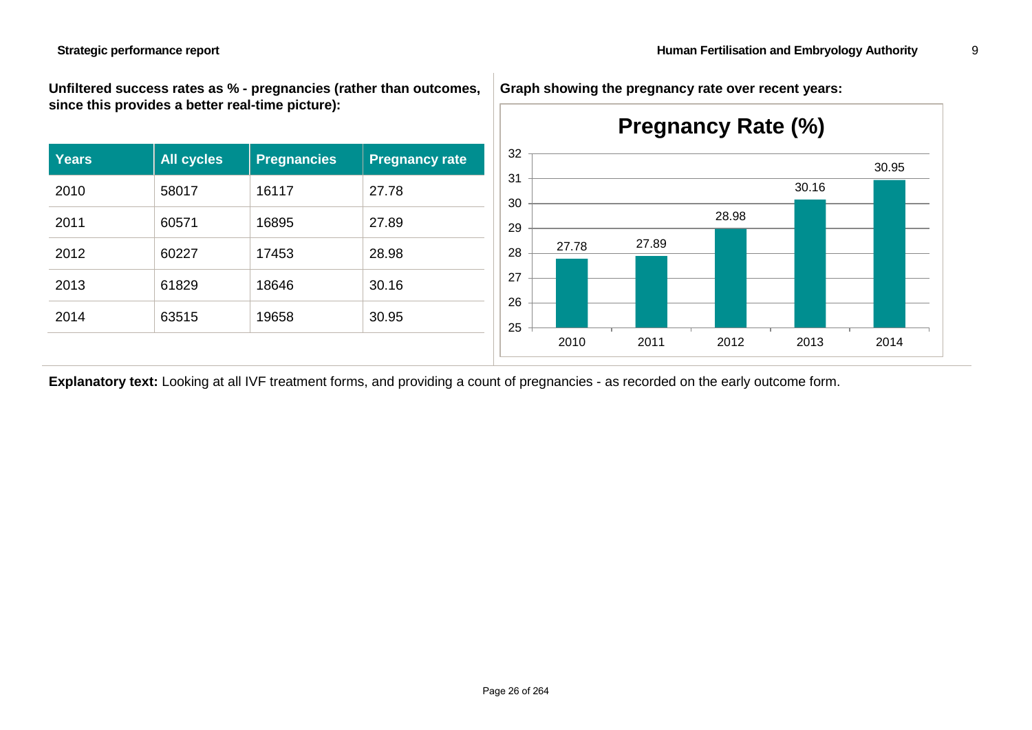**Unfiltered success rates as % - pregnancies (rather than outcomes, since this provides a better real-time picture):**

| Years | All cycles | Pregnancies | Pregnancy rate |
|---|---|---|---|
| 2010 | 58017 | 16117 | 27.78 |
| 2011 | 60571 | 16895 | 27.89 |
| 2012 | 60227 | 17453 | 28.98 |
| 2013 | 61829 | 18646 | 30.16 |
| 2014 | 63515 | 19658 | 30.95 |

**Graph showing the pregnancy rate over recent years:**

**Pregnancy Rate (%)**

| Year | Pregnancy Rate (%) |
|---|---|
| 2010 | 27.78 |
| 2011 | 27.89 |
| 2012 | 28.98 |
| 2013 | 30.16 |
| 2014 | 30.95 |

**Explanatory text:** Looking at all IVF treatment forms, and providing a count of pregnancies - as recorded on the early outcome form.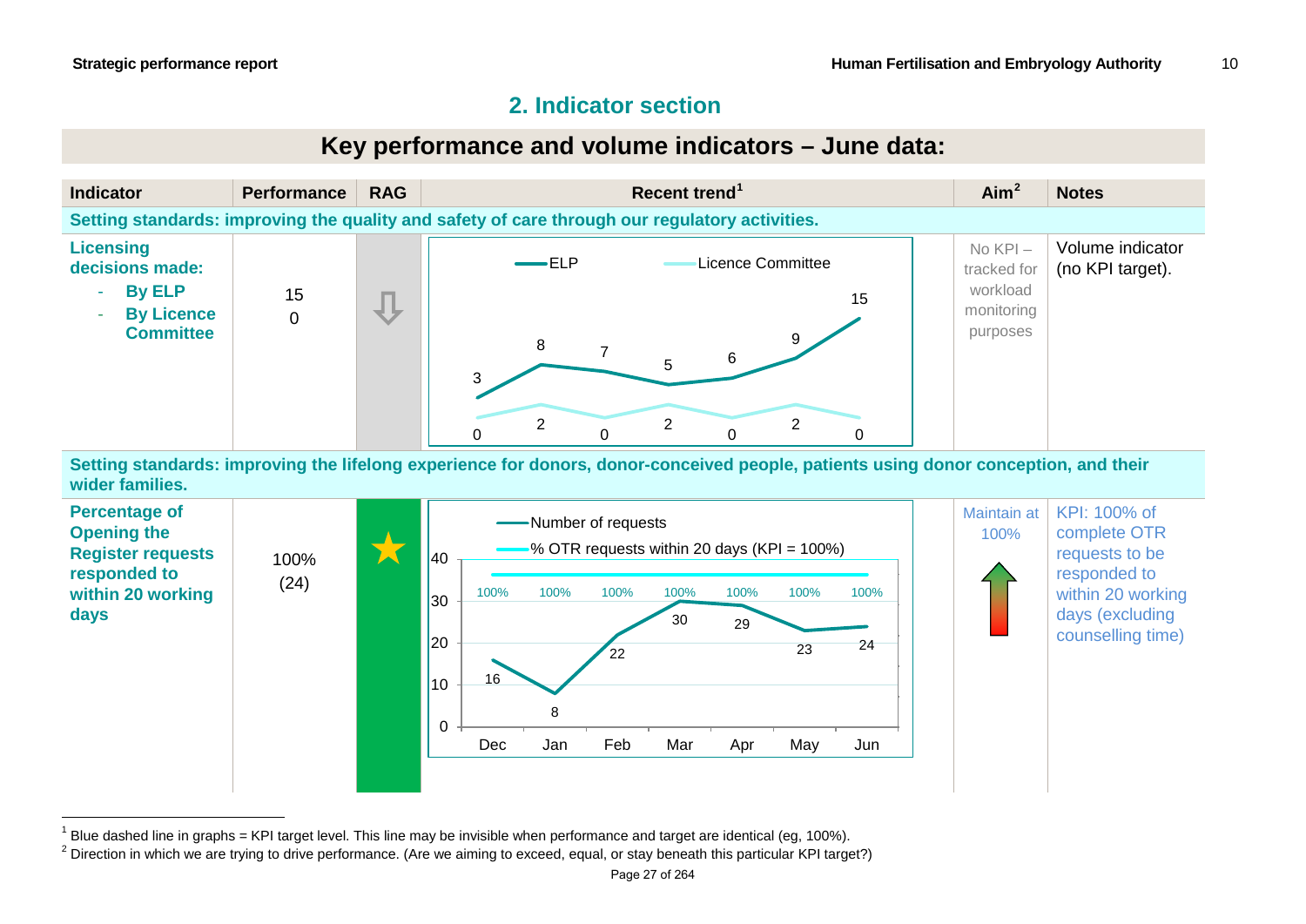## 2. Indicator section

### Key performance and volume indicators – June data:

| Indicator | Performance | RAG | Recent trend[1] | Aim[2] | Notes |
|---|---|---|---|---|---|
| **Setting standards: improving the quality and safety of care through our regulatory activities.** | | | | | |
| **Licensing decisions made:** - **By ELP** - **By Licence Committee** | 15<br>0 | ⇩ | ELP: 3, 8, 7, 5, 6, 9, 15<br>Licence Committee: 0, 2, 0, 2, 0, 2, 0 | No KPI – tracked for workload monitoring purposes | Volume indicator (no KPI target). |
| **Setting standards: improving the lifelong experience for donors, donor-conceived people, patients using donor conception, and their wider families.** | | | | | |
| **Percentage of Opening the Register requests responded to within 20 working days** | 100%<br>(24) | ★ | Number of requests (Dec–Jun): 16, 8, 22, 30, 29, 23, 24<br>% OTR requests within 20 days (KPI = 100%): 100%, 100%, 100%, 100%, 100%, 100%, 100% | Maintain at 100% ⇧ | KPI: 100% of complete OTR requests to be responded to within 20 working days (excluding counselling time) |

[1] Blue dashed line in graphs = KPI target level. This line may be invisible when performance and target are identical (eg, 100%).

[2] Direction in which we are trying to drive performance. (Are we aiming to exceed, equal, or stay beneath this particular KPI target?)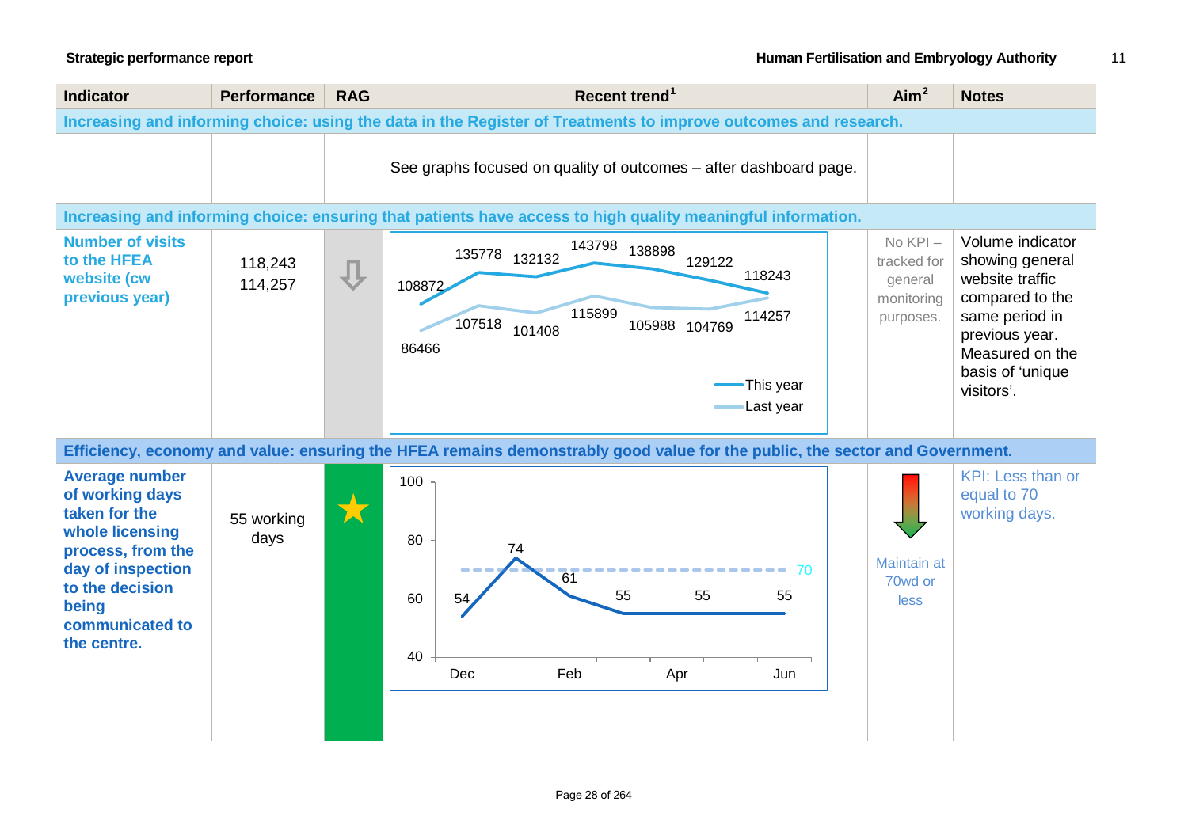| Indicator | Performance | RAG | Recent trend[1] | Aim[2] | Notes |
|---|---|---|---|---|---|
| **Increasing and informing choice: using the data in the Register of Treatments to improve outcomes and research.** | | | | | |
| | | | See graphs focused on quality of outcomes – after dashboard page. | | |
| **Increasing and informing choice: ensuring that patients have access to high quality meaningful information.** | | | | | |
| **Number of visits to the HFEA website (cw previous year)** | 118,243 114,257 | ⇩ | This year: 108872, 135778, 132132, 143798, 138898, 129122, 118243; Last year: 86466, 107518, 101408, 115899, 105988, 104769, 114257 | No KPI – tracked for general monitoring purposes. | Volume indicator showing general website traffic compared to the same period in previous year. Measured on the basis of 'unique visitors'. |
| **Efficiency, economy and value: ensuring the HFEA remains demonstrably good value for the public, the sector and Government.** | | | | | |
| **Average number of working days taken for the whole licensing process, from the day of inspection to the decision being communicated to the centre.** | 55 working days | ★ | Dec: 54, 74, Feb: 61, 55, Apr: 55, Jun: 55 (target line: 70) | Maintain at 70wd or less | KPI: Less than or equal to 70 working days. |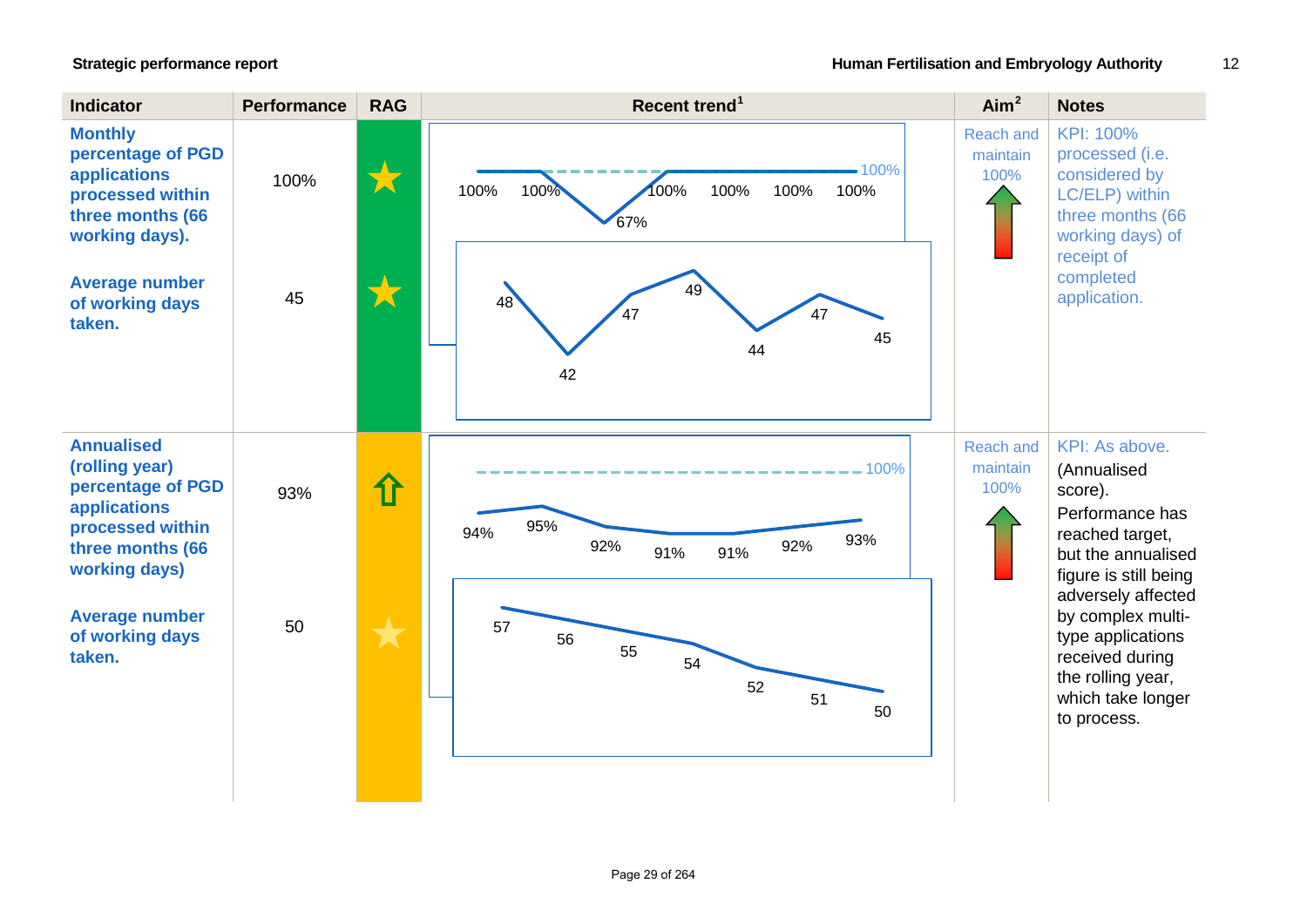| Indicator | Performance | RAG | Recent trend[1] | Aim[2] | Notes |
|---|---|---|---|---|---|
| **Monthly percentage of PGD applications processed within three months (66 working days).** | 100% | ★ | 100%, 100%, 67%, 100%, 100%, 100%, 100% (target 100%) | Reach and maintain 100% | KPI: 100% processed (i.e. considered by LC/ELP) within three months (66 working days) of receipt of completed application. |
| **Average number of working days taken.** | 45 | ★ | 48, 42, 47, 49, 44, 47, 45 | | |
| **Annualised (rolling year) percentage of PGD applications processed within three months (66 working days)** | 93% | ⇧ | 94%, 95%, 92%, 91%, 91%, 92%, 93% (target 100%) | Reach and maintain 100% | KPI: As above. (Annualised score). Performance has reached target, but the annualised figure is still being adversely affected by complex multi-type applications received during the rolling year, which take longer to process. |
| **Average number of working days taken.** | 50 | ★ | 57, 56, 55, 54, 52, 51, 50 | | |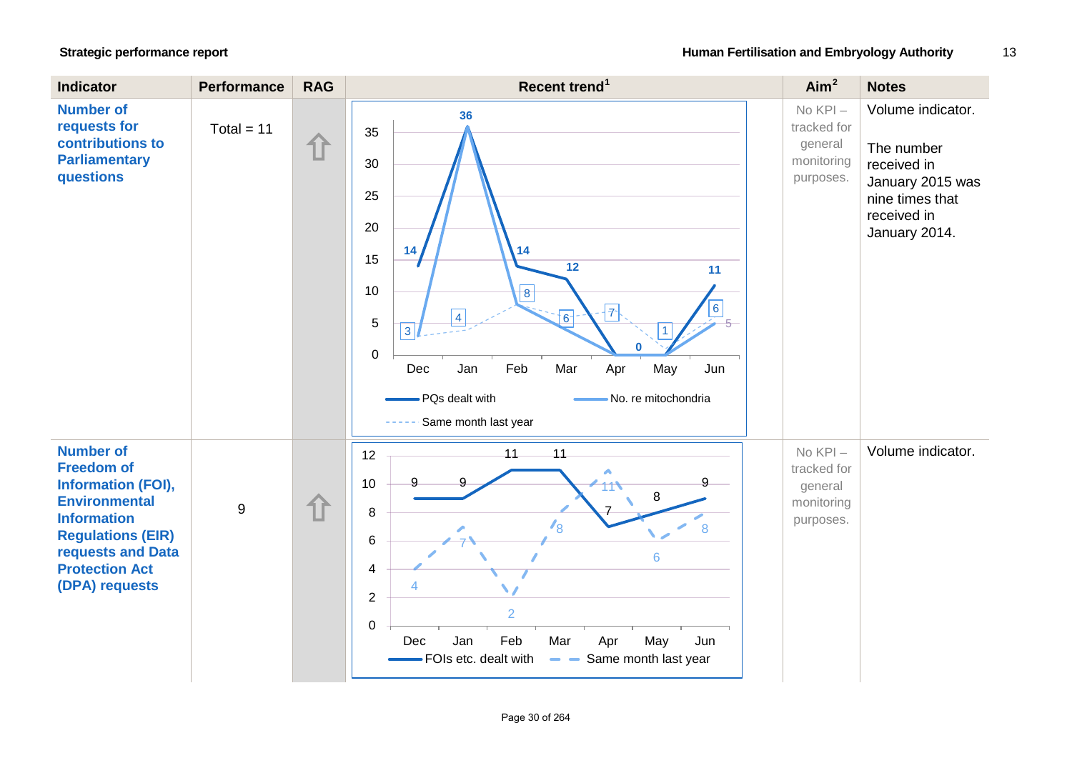| Indicator | Performance | RAG | Recent trend[1] | Aim[2] | Notes |
|---|---|---|---|---|---|
| **Number of requests for contributions to Parliamentary questions** | Total = 11 | ⇧ | PQs dealt with: Dec 14, Jan 36, Feb 14, Mar 12, Apr 0, May 0, Jun 11. No. re mitochondria: Dec 3, Jan 36, Feb 8, Mar 4, Apr 0, May 0, Jun 5. Same month last year: Dec 3, Jan 4, Feb 8, Mar 6, Apr 7, May 1, Jun 6. | No KPI – tracked for general monitoring purposes. | Volume indicator.<br><br>The number received in January 2015 was nine times that received in January 2014. |
| **Number of Freedom of Information (FOI), Environmental Information Regulations (EIR) requests and Data Protection Act (DPA) requests** | 9 | ⇧ | FOIs etc. dealt with: Dec 9, Jan 9, Feb 11, Mar 11, Apr 7, May 8, Jun 9. Same month last year: Dec 4, Jan 7, Feb 2, Mar 8, Apr 11, May 6, Jun 8. | No KPI – tracked for general monitoring purposes. | Volume indicator. |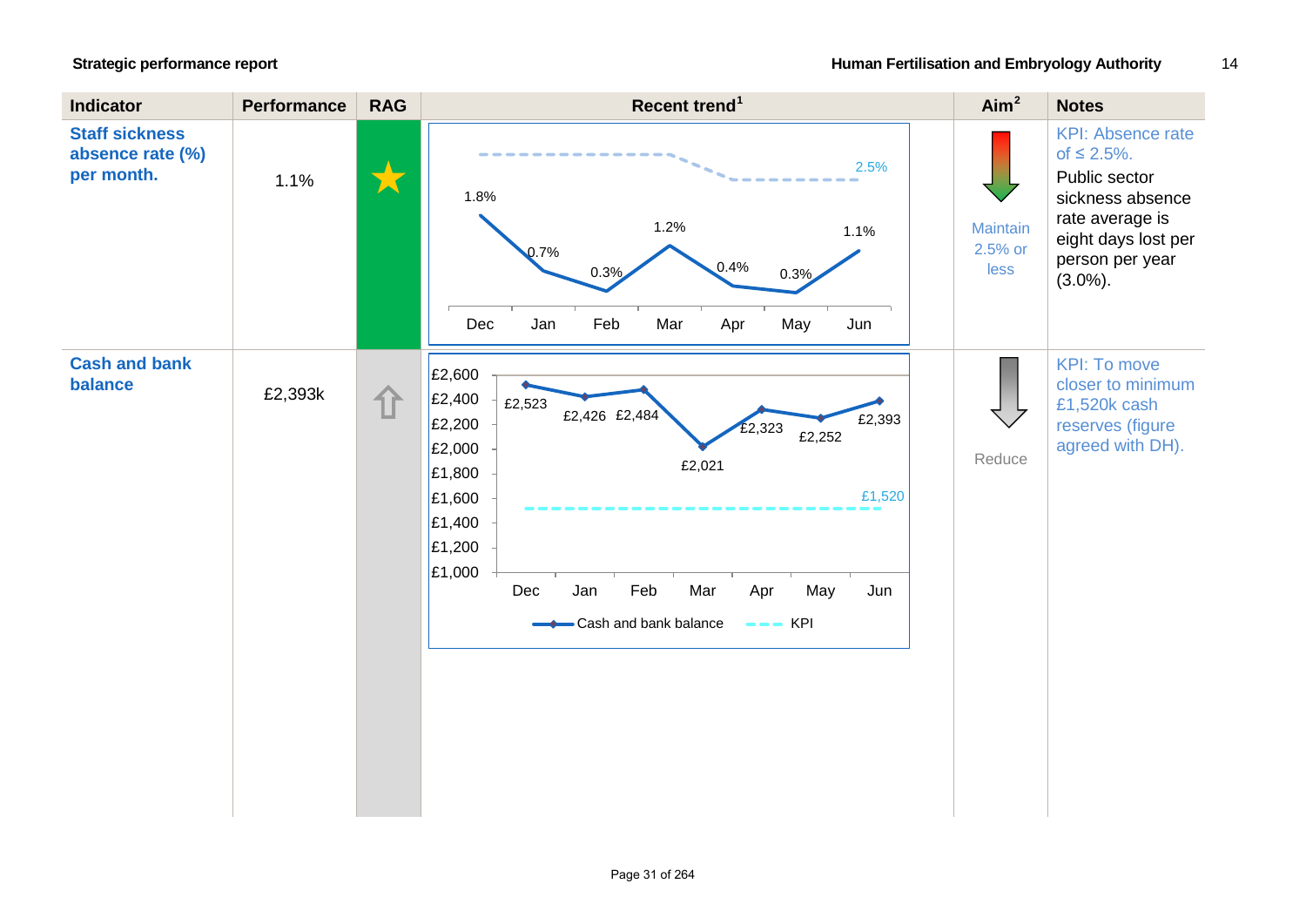| Indicator | Performance | RAG | Recent trend[1] | Aim[2] | Notes |
|---|---|---|---|---|---|
| **Staff sickness absence rate (%) per month.** | 1.1% | ★ | Dec 1.8%, Jan 0.7%, Feb 0.3%, Mar 1.2%, Apr 0.4%, May 0.3%, Jun 1.1%; KPI 2.5% | Maintain 2.5% or less | KPI: Absence rate of ≤ 2.5%. Public sector sickness absence rate average is eight days lost per person per year (3.0%). |
| **Cash and bank balance** | £2,393k | ⇧ | Dec £2,523, Jan £2,426, Feb £2,484, Mar £2,021, Apr £2,323, May £2,252, Jun £2,393; KPI £1,520 | Reduce | KPI: To move closer to minimum £1,520k cash reserves (figure agreed with DH). |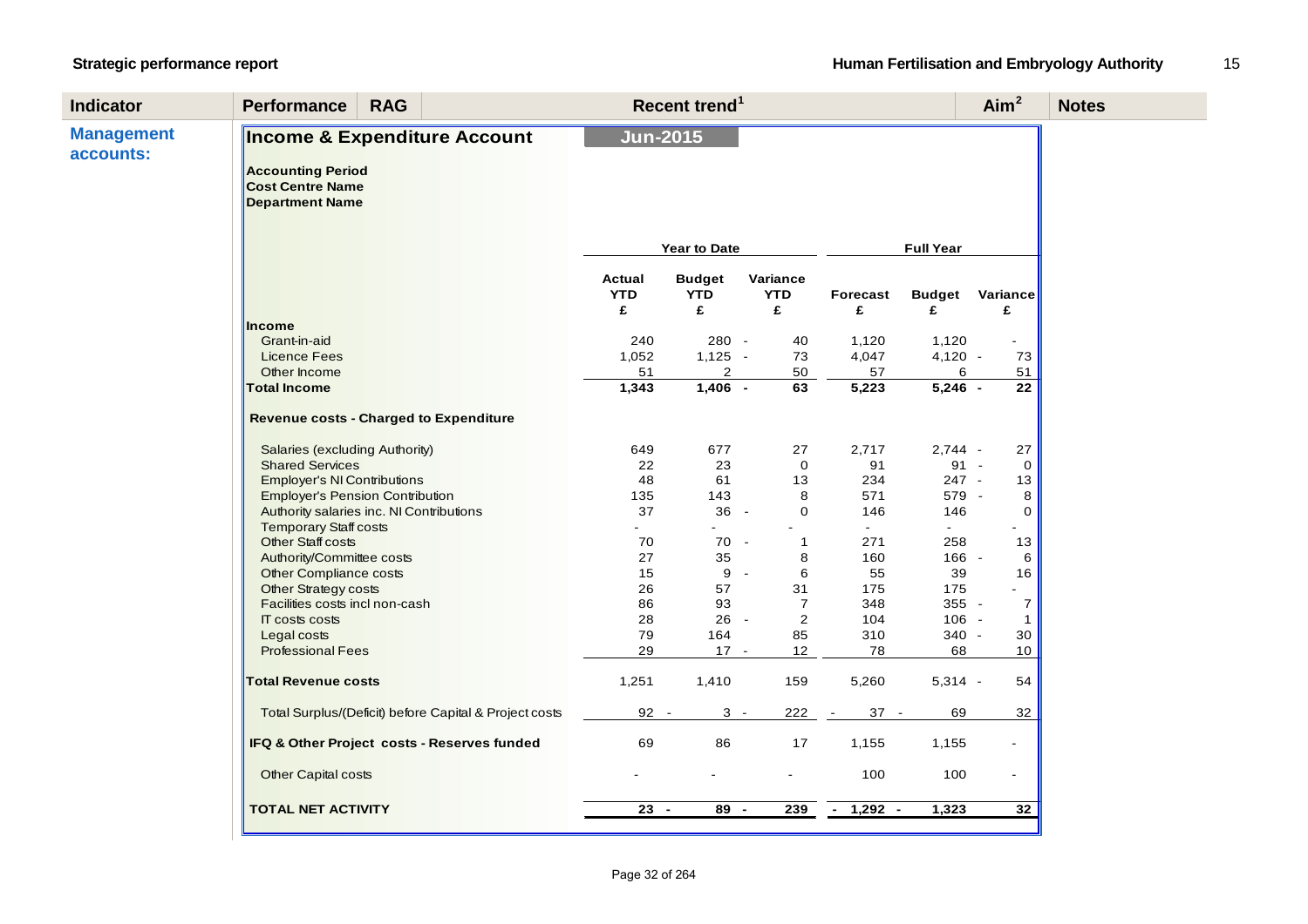| Indicator | Performance | RAG | Recent trend[1] | Aim[2] | Notes |
|---|---|---|---|---|---|

**Management accounts:**

## Income & Expenditure Account

**Jun-2015**

**Accounting Period**
**Cost Centre Name**
**Department Name**

| | Year to Date | | | Full Year | | |
|---|---|---|---|---|---|---|
| | **Actual YTD £** | **Budget YTD £** | **Variance YTD £** | **Forecast £** | **Budget £** | **Variance £** |
| **Income** | | | | | | |
| Grant-in-aid | 240 | 280 | - 40 | 1,120 | 1,120 | - |
| Licence Fees | 1,052 | 1,125 | - 73 | 4,047 | 4,120 | - 73 |
| Other Income | 51 | 2 | 50 | 57 | 6 | 51 |
| **Total Income** | **1,343** | **1,406** | **- 63** | **5,223** | **5,246** | **- 22** |
| **Revenue costs - Charged to Expenditure** | | | | | | |
| Salaries (excluding Authority) | 649 | 677 | 27 | 2,717 | 2,744 | - 27 |
| Shared Services | 22 | 23 | 0 | 91 | 91 | - 0 |
| Employer's NI Contributions | 48 | 61 | 13 | 234 | 247 | - 13 |
| Employer's Pension Contribution | 135 | 143 | 8 | 571 | 579 | - 8 |
| Authority salaries inc. NI Contributions | 37 | 36 | - 0 | 146 | 146 | 0 |
| Temporary Staff costs | - | - | - | - | - | - |
| Other Staff costs | 70 | 70 | - 1 | 271 | 258 | 13 |
| Authority/Committee costs | 27 | 35 | 8 | 160 | 166 | - 6 |
| Other Compliance costs | 15 | 9 | - 6 | 55 | 39 | 16 |
| Other Strategy costs | 26 | 57 | 31 | 175 | 175 | - |
| Facilities costs incl non-cash | 86 | 93 | 7 | 348 | 355 | - 7 |
| IT costs costs | 28 | 26 | - 2 | 104 | 106 | - 1 |
| Legal costs | 79 | 164 | 85 | 310 | 340 | - 30 |
| Professional Fees | 29 | 17 | - 12 | 78 | 68 | 10 |
| **Total Revenue costs** | 1,251 | 1,410 | 159 | 5,260 | 5,314 | - 54 |
| Total Surplus/(Deficit) before Capital & Project costs | 92 | - 3 | - 222 | - 37 | - 69 | 32 |
| **IFQ & Other Project costs - Reserves funded** | 69 | 86 | 17 | 1,155 | 1,155 | - |
| Other Capital costs | - | - | - | 100 | 100 | - |
| **TOTAL NET ACTIVITY** | **23** | **- 89** | **- 239** | **- 1,292** | **- 1,323** | **32** |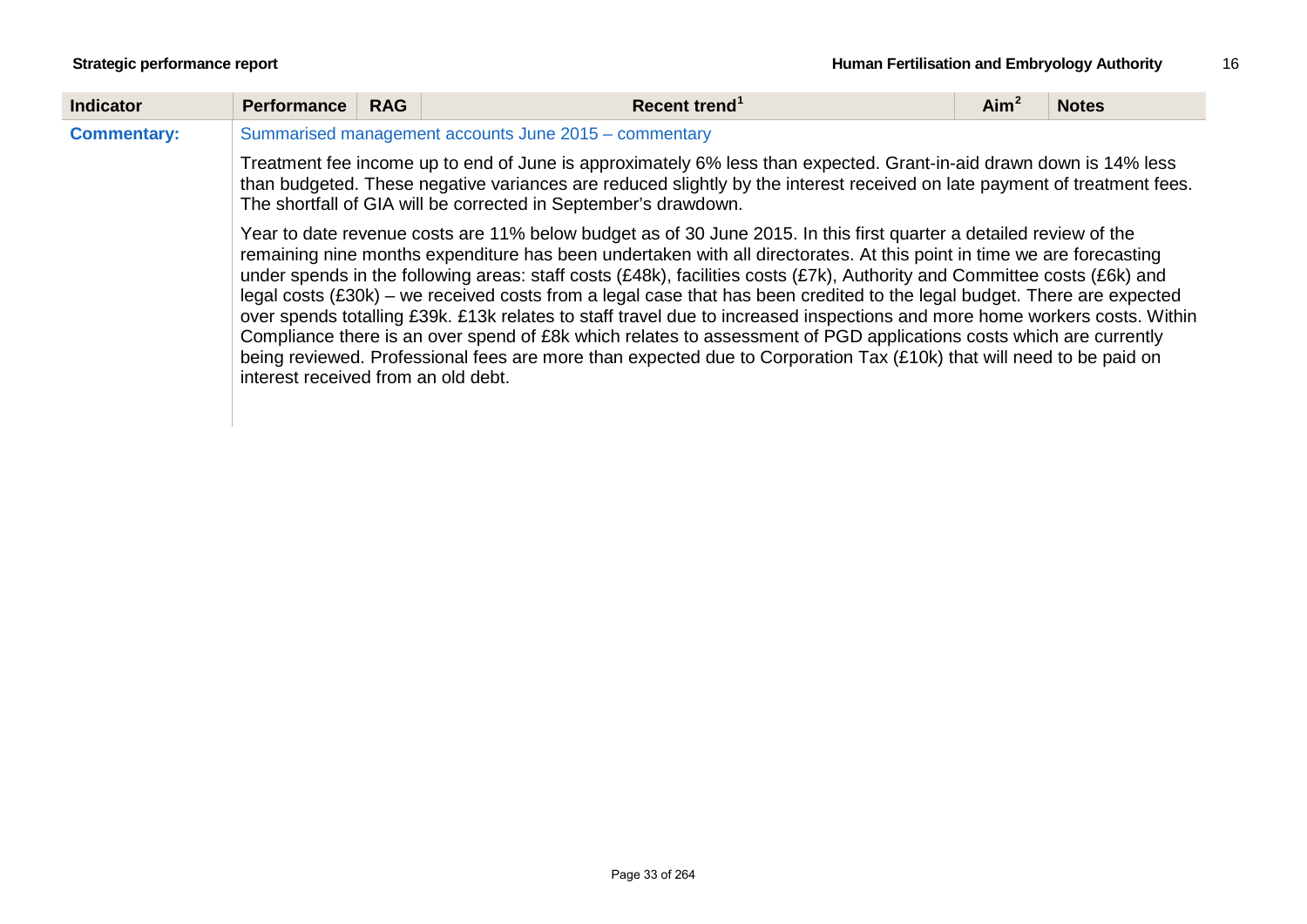| Indicator | Performance | RAG | Recent trend[1] | Aim[2] | Notes |
|---|---|---|---|---|---|
| **Commentary:** | Summarised management accounts June 2015 – commentary<br><br>Treatment fee income up to end of June is approximately 6% less than expected. Grant-in-aid drawn down is 14% less than budgeted. These negative variances are reduced slightly by the interest received on late payment of treatment fees. The shortfall of GIA will be corrected in September's drawdown.<br><br>Year to date revenue costs are 11% below budget as of 30 June 2015. In this first quarter a detailed review of the remaining nine months expenditure has been undertaken with all directorates. At this point in time we are forecasting under spends in the following areas: staff costs (£48k), facilities costs (£7k), Authority and Committee costs (£6k) and legal costs (£30k) – we received costs from a legal case that has been credited to the legal budget. There are expected over spends totalling £39k. £13k relates to staff travel due to increased inspections and more home workers costs. Within Compliance there is an over spend of £8k which relates to assessment of PGD applications costs which are currently being reviewed. Professional fees are more than expected due to Corporation Tax (£10k) that will need to be paid on interest received from an old debt. | | | | |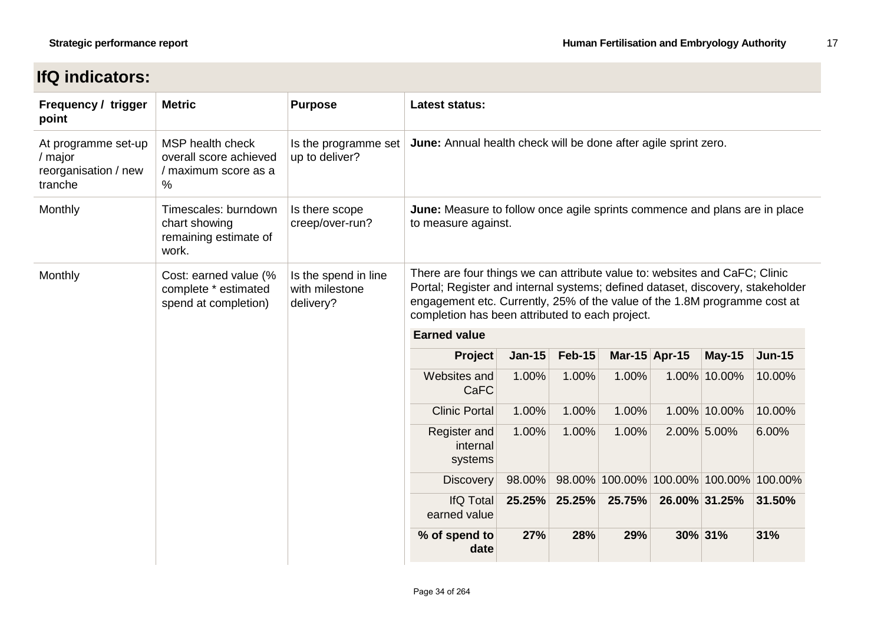## IfQ indicators:

| Frequency / trigger point | Metric | Purpose | Latest status: |
|---|---|---|---|
| At programme set-up / major reorganisation / new tranche | MSP health check overall score achieved / maximum score as a % | Is the programme set up to deliver? | **June:** Annual health check will be done after agile sprint zero. |
| Monthly | Timescales: burndown chart showing remaining estimate of work. | Is there scope creep/over-run? | **June:** Measure to follow once agile sprints commence and plans are in place to measure against. |
| Monthly | Cost: earned value (% complete * estimated spend at completion) | Is the spend in line with milestone delivery? | There are four things we can attribute value to: websites and CaFC; Clinic Portal; Register and internal systems; defined dataset, discovery, stakeholder engagement etc. Currently, 25% of the value of the 1.8M programme cost at completion has been attributed to each project. |

**Earned value**

| Project | Jan-15 | Feb-15 | Mar-15 | Apr-15 | May-15 | Jun-15 |
|---|---|---|---|---|---|---|
| Websites and CaFC | 1.00% | 1.00% | 1.00% | 1.00% | 10.00% | 10.00% |
| Clinic Portal | 1.00% | 1.00% | 1.00% | 1.00% | 10.00% | 10.00% |
| Register and internal systems | 1.00% | 1.00% | 1.00% | 2.00% | 5.00% | 6.00% |
| Discovery | 98.00% | 98.00% | 100.00% | 100.00% | 100.00% | 100.00% |
| IfQ Total earned value | **25.25%** | **25.25%** | **25.75%** | **26.00%** | **31.25%** | **31.50%** |
| **% of spend to date** | **27%** | **28%** | **29%** | **30%** | **31%** | **31%** |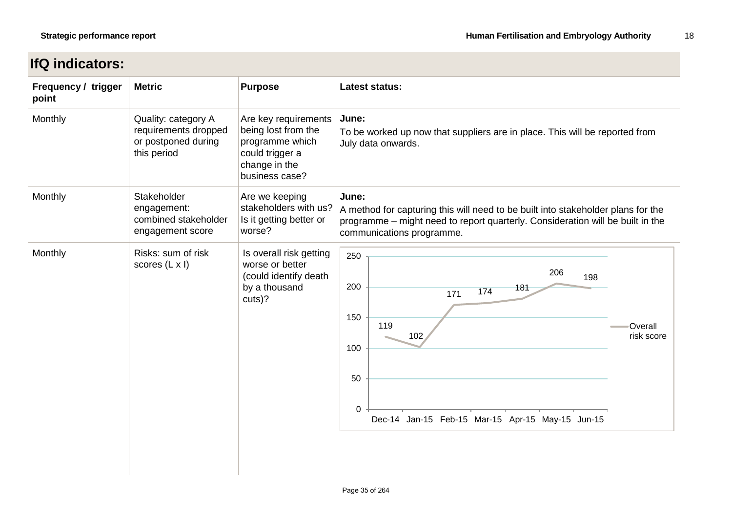## IfQ indicators:

| Frequency / trigger point | Metric | Purpose | Latest status: |
|---|---|---|---|
| Monthly | Quality: category A requirements dropped or postponed during this period | Are key requirements being lost from the programme which could trigger a change in the business case? | **June:** To be worked up now that suppliers are in place. This will be reported from July data onwards. |
| Monthly | Stakeholder engagement: combined stakeholder engagement score | Are we keeping stakeholders with us? Is it getting better or worse? | **June:** A method for capturing this will need to be built into stakeholder plans for the programme – might need to report quarterly. Consideration will be built in the communications programme. |
| Monthly | Risks: sum of risk scores (L x I) | Is overall risk getting worse or better (could identify death by a thousand cuts)? | Overall risk score: Dec-14: 119; Jan-15: 102; Feb-15: 171; Mar-15: 174; Apr-15: 181; May-15: 206; Jun-15: 198 |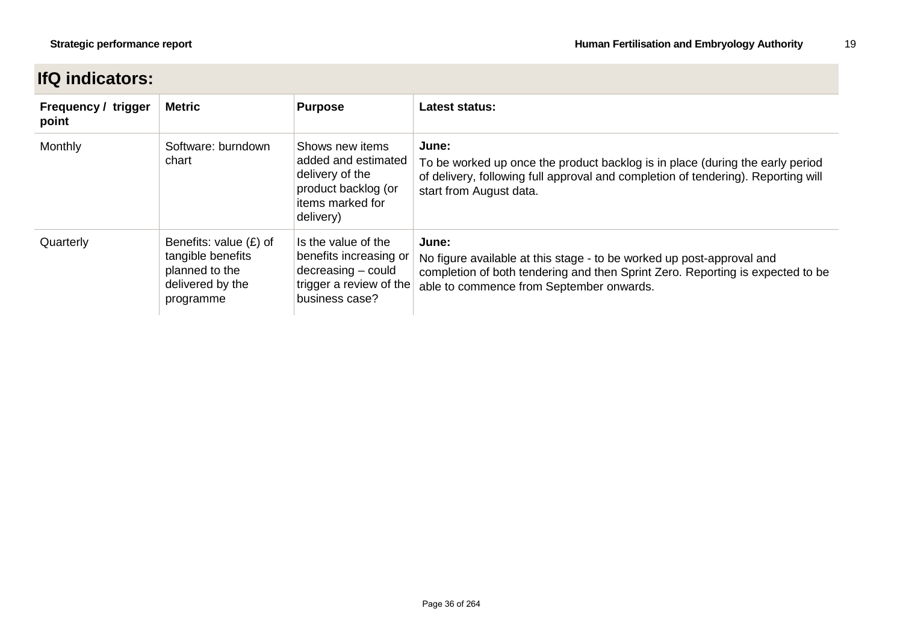## IfQ indicators:

| Frequency / trigger point | Metric | Purpose | Latest status: |
|---|---|---|---|
| Monthly | Software: burndown chart | Shows new items added and estimated delivery of the product backlog (or items marked for delivery) | **June:** To be worked up once the product backlog is in place (during the early period of delivery, following full approval and completion of tendering). Reporting will start from August data. |
| Quarterly | Benefits: value (£) of tangible benefits planned to the delivered by the programme | Is the value of the benefits increasing or decreasing – could trigger a review of the business case? | **June:** No figure available at this stage - to be worked up post-approval and completion of both tendering and then Sprint Zero. Reporting is expected to be able to commence from September onwards. |